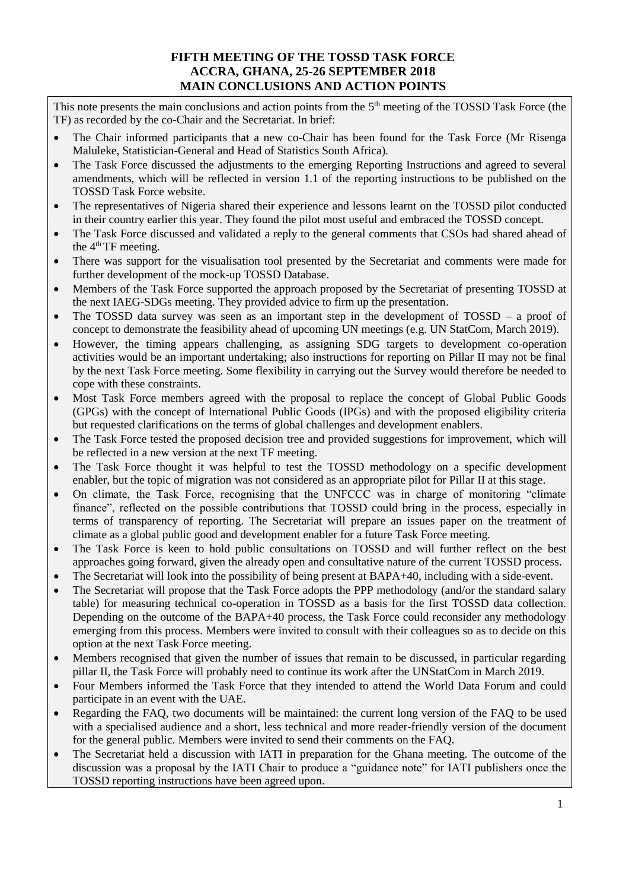# FIFTH MEETING OF THE TOSSD TASK FORCE
# ACCRA, GHANA, 25-26 SEPTEMBER 2018
# MAIN CONCLUSIONS AND ACTION POINTS

This note presents the main conclusions and action points from the 5th meeting of the TOSSD Task Force (the TF) as recorded by the co-Chair and the Secretariat. In brief:

- The Chair informed participants that a new co-Chair has been found for the Task Force (Mr Risenga Maluleke, Statistician-General and Head of Statistics South Africa).
- The Task Force discussed the adjustments to the emerging Reporting Instructions and agreed to several amendments, which will be reflected in version 1.1 of the reporting instructions to be published on the TOSSD Task Force website.
- The representatives of Nigeria shared their experience and lessons learnt on the TOSSD pilot conducted in their country earlier this year. They found the pilot most useful and embraced the TOSSD concept.
- The Task Force discussed and validated a reply to the general comments that CSOs had shared ahead of the 4th TF meeting.
- There was support for the visualisation tool presented by the Secretariat and comments were made for further development of the mock-up TOSSD Database.
- Members of the Task Force supported the approach proposed by the Secretariat of presenting TOSSD at the next IAEG-SDGs meeting. They provided advice to firm up the presentation.
- The TOSSD data survey was seen as an important step in the development of TOSSD – a proof of concept to demonstrate the feasibility ahead of upcoming UN meetings (e.g. UN StatCom, March 2019).
- However, the timing appears challenging, as assigning SDG targets to development co-operation activities would be an important undertaking; also instructions for reporting on Pillar II may not be final by the next Task Force meeting. Some flexibility in carrying out the Survey would therefore be needed to cope with these constraints.
- Most Task Force members agreed with the proposal to replace the concept of Global Public Goods (GPGs) with the concept of International Public Goods (IPGs) and with the proposed eligibility criteria but requested clarifications on the terms of global challenges and development enablers.
- The Task Force tested the proposed decision tree and provided suggestions for improvement, which will be reflected in a new version at the next TF meeting.
- The Task Force thought it was helpful to test the TOSSD methodology on a specific development enabler, but the topic of migration was not considered as an appropriate pilot for Pillar II at this stage.
- On climate, the Task Force, recognising that the UNFCCC was in charge of monitoring "climate finance", reflected on the possible contributions that TOSSD could bring in the process, especially in terms of transparency of reporting. The Secretariat will prepare an issues paper on the treatment of climate as a global public good and development enabler for a future Task Force meeting.
- The Task Force is keen to hold public consultations on TOSSD and will further reflect on the best approaches going forward, given the already open and consultative nature of the current TOSSD process.
- The Secretariat will look into the possibility of being present at BAPA+40, including with a side-event.
- The Secretariat will propose that the Task Force adopts the PPP methodology (and/or the standard salary table) for measuring technical co-operation in TOSSD as a basis for the first TOSSD data collection. Depending on the outcome of the BAPA+40 process, the Task Force could reconsider any methodology emerging from this process. Members were invited to consult with their colleagues so as to decide on this option at the next Task Force meeting.
- Members recognised that given the number of issues that remain to be discussed, in particular regarding pillar II, the Task Force will probably need to continue its work after the UNStatCom in March 2019.
- Four Members informed the Task Force that they intended to attend the World Data Forum and could participate in an event with the UAE.
- Regarding the FAQ, two documents will be maintained: the current long version of the FAQ to be used with a specialised audience and a short, less technical and more reader-friendly version of the document for the general public. Members were invited to send their comments on the FAQ.
- The Secretariat held a discussion with IATI in preparation for the Ghana meeting. The outcome of the discussion was a proposal by the IATI Chair to produce a "guidance note" for IATI publishers once the TOSSD reporting instructions have been agreed upon.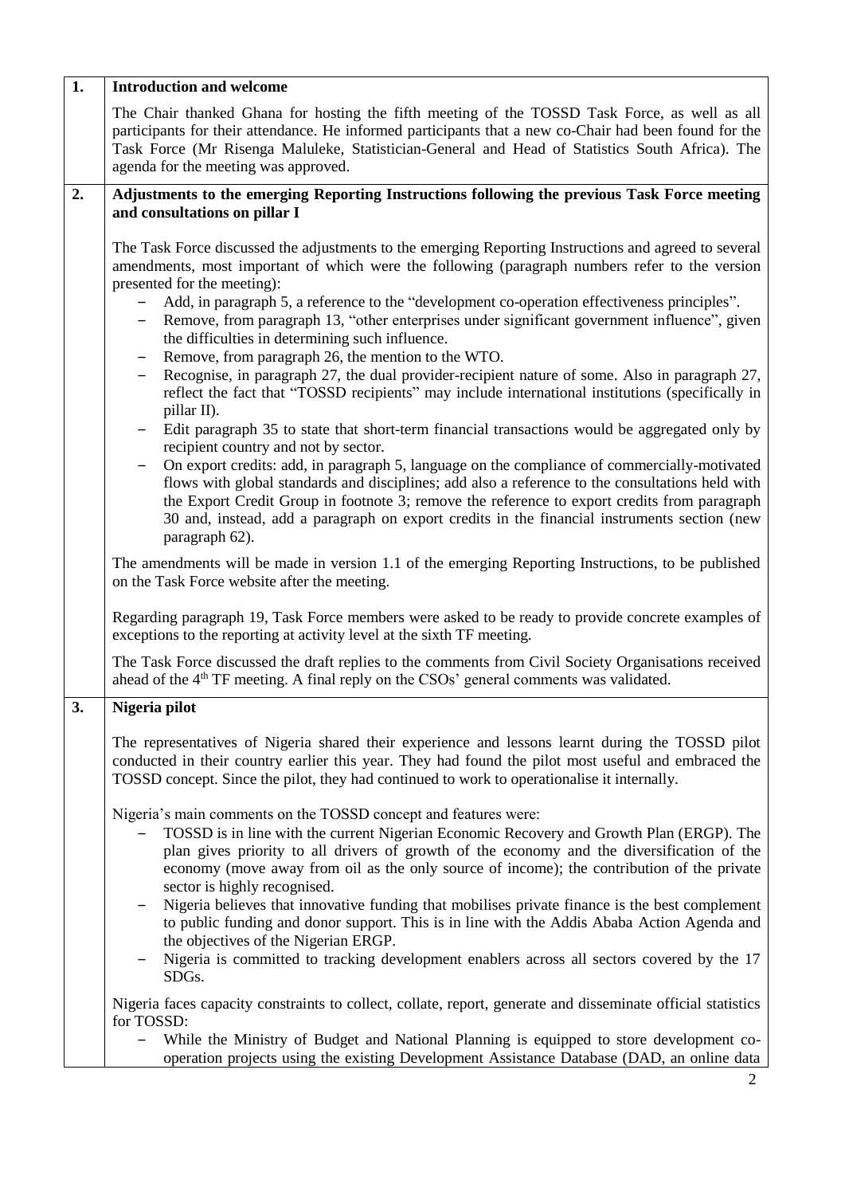| | |
|---|---|
| **1.** | **Introduction and welcome** |
| | The Chair thanked Ghana for hosting the fifth meeting of the TOSSD Task Force, as well as all participants for their attendance. He informed participants that a new co-Chair had been found for the Task Force (Mr Risenga Maluleke, Statistician-General and Head of Statistics South Africa). The agenda for the meeting was approved. |
| **2.** | **Adjustments to the emerging Reporting Instructions following the previous Task Force meeting and consultations on pillar I** |
| | The Task Force discussed the adjustments to the emerging Reporting Instructions and agreed to several amendments, most important of which were the following (paragraph numbers refer to the version presented for the meeting):<br>– Add, in paragraph 5, a reference to the "development co-operation effectiveness principles".<br>– Remove, from paragraph 13, "other enterprises under significant government influence", given the difficulties in determining such influence.<br>– Remove, from paragraph 26, the mention to the WTO.<br>– Recognise, in paragraph 27, the dual provider-recipient nature of some. Also in paragraph 27, reflect the fact that "TOSSD recipients" may include international institutions (specifically in pillar II).<br>– Edit paragraph 35 to state that short-term financial transactions would be aggregated only by recipient country and not by sector.<br>– On export credits: add, in paragraph 5, language on the compliance of commercially-motivated flows with global standards and disciplines; add also a reference to the consultations held with the Export Credit Group in footnote 3; remove the reference to export credits from paragraph 30 and, instead, add a paragraph on export credits in the financial instruments section (new paragraph 62).<br><br>The amendments will be made in version 1.1 of the emerging Reporting Instructions, to be published on the Task Force website after the meeting.<br><br>Regarding paragraph 19, Task Force members were asked to be ready to provide concrete examples of exceptions to the reporting at activity level at the sixth TF meeting.<br><br>The Task Force discussed the draft replies to the comments from Civil Society Organisations received ahead of the 4th TF meeting. A final reply on the CSOs' general comments was validated. |
| **3.** | **Nigeria pilot** |
| | The representatives of Nigeria shared their experience and lessons learnt during the TOSSD pilot conducted in their country earlier this year. They had found the pilot most useful and embraced the TOSSD concept. Since the pilot, they had continued to work to operationalise it internally.<br><br>Nigeria's main comments on the TOSSD concept and features were:<br>– TOSSD is in line with the current Nigerian Economic Recovery and Growth Plan (ERGP). The plan gives priority to all drivers of growth of the economy and the diversification of the economy (move away from oil as the only source of income); the contribution of the private sector is highly recognised.<br>– Nigeria believes that innovative funding that mobilises private finance is the best complement to public funding and donor support. This is in line with the Addis Ababa Action Agenda and the objectives of the Nigerian ERGP.<br>– Nigeria is committed to tracking development enablers across all sectors covered by the 17 SDGs.<br><br>Nigeria faces capacity constraints to collect, collate, report, generate and disseminate official statistics for TOSSD:<br>– While the Ministry of Budget and National Planning is equipped to store development co-operation projects using the existing Development Assistance Database (DAD, an online data |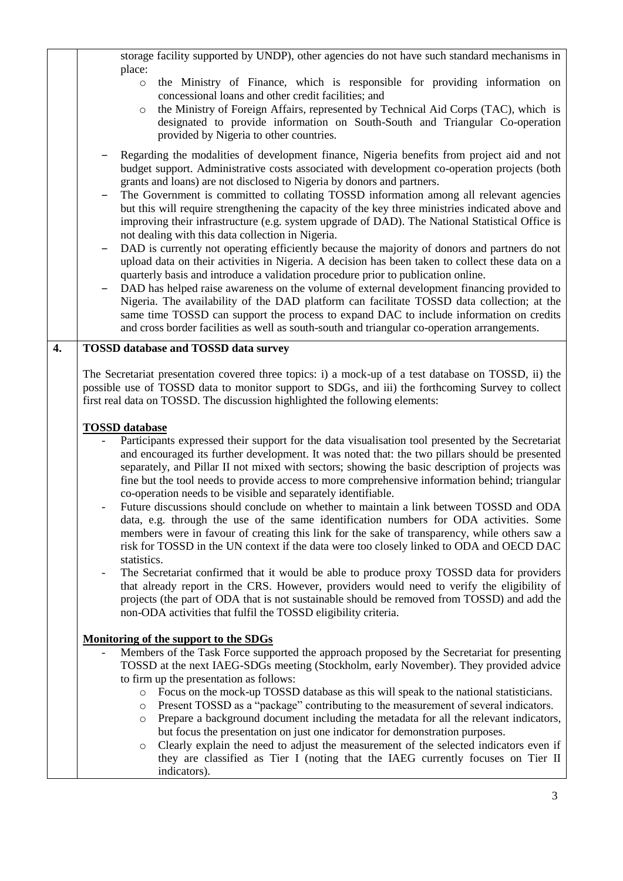storage facility supported by UNDP), other agencies do not have such standard mechanisms in place:

- the Ministry of Finance, which is responsible for providing information on concessional loans and other credit facilities; and
- the Ministry of Foreign Affairs, represented by Technical Aid Corps (TAC), which is designated to provide information on South-South and Triangular Co-operation provided by Nigeria to other countries.

- Regarding the modalities of development finance, Nigeria benefits from project aid and not budget support. Administrative costs associated with development co-operation projects (both grants and loans) are not disclosed to Nigeria by donors and partners.
- The Government is committed to collating TOSSD information among all relevant agencies but this will require strengthening the capacity of the key three ministries indicated above and improving their infrastructure (e.g. system upgrade of DAD). The National Statistical Office is not dealing with this data collection in Nigeria.
- DAD is currently not operating efficiently because the majority of donors and partners do not upload data on their activities in Nigeria. A decision has been taken to collect these data on a quarterly basis and introduce a validation procedure prior to publication online.
- DAD has helped raise awareness on the volume of external development financing provided to Nigeria. The availability of the DAD platform can facilitate TOSSD data collection; at the same time TOSSD can support the process to expand DAC to include information on credits and cross border facilities as well as south-south and triangular co-operation arrangements.

## 4. TOSSD database and TOSSD data survey

The Secretariat presentation covered three topics: i) a mock-up of a test database on TOSSD, ii) the possible use of TOSSD data to monitor support to SDGs, and iii) the forthcoming Survey to collect first real data on TOSSD. The discussion highlighted the following elements:

**TOSSD database**

- Participants expressed their support for the data visualisation tool presented by the Secretariat and encouraged its further development. It was noted that: the two pillars should be presented separately, and Pillar II not mixed with sectors; showing the basic description of projects was fine but the tool needs to provide access to more comprehensive information behind; triangular co-operation needs to be visible and separately identifiable.
- Future discussions should conclude on whether to maintain a link between TOSSD and ODA data, e.g. through the use of the same identification numbers for ODA activities. Some members were in favour of creating this link for the sake of transparency, while others saw a risk for TOSSD in the UN context if the data were too closely linked to ODA and OECD DAC statistics.
- The Secretariat confirmed that it would be able to produce proxy TOSSD data for providers that already report in the CRS. However, providers would need to verify the eligibility of projects (the part of ODA that is not sustainable should be removed from TOSSD) and add the non-ODA activities that fulfil the TOSSD eligibility criteria.

**Monitoring of the support to the SDGs**

- Members of the Task Force supported the approach proposed by the Secretariat for presenting TOSSD at the next IAEG-SDGs meeting (Stockholm, early November). They provided advice to firm up the presentation as follows:
  - Focus on the mock-up TOSSD database as this will speak to the national statisticians.
  - Present TOSSD as a "package" contributing to the measurement of several indicators.
  - Prepare a background document including the metadata for all the relevant indicators, but focus the presentation on just one indicator for demonstration purposes.
  - Clearly explain the need to adjust the measurement of the selected indicators even if they are classified as Tier I (noting that the IAEG currently focuses on Tier II indicators).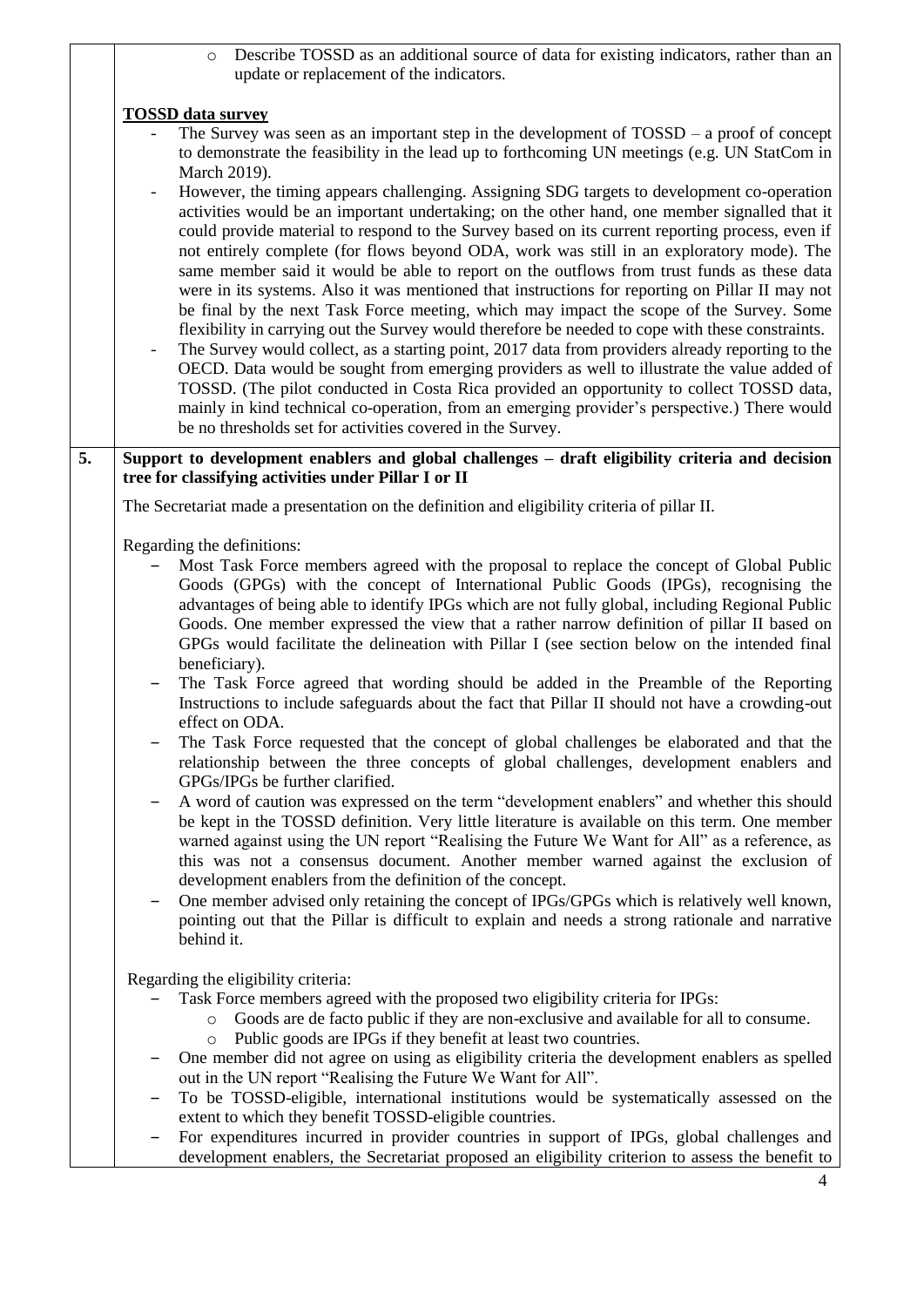- Describe TOSSD as an additional source of data for existing indicators, rather than an update or replacement of the indicators.

**TOSSD data survey**

- The Survey was seen as an important step in the development of TOSSD – a proof of concept to demonstrate the feasibility in the lead up to forthcoming UN meetings (e.g. UN StatCom in March 2019).
- However, the timing appears challenging. Assigning SDG targets to development co-operation activities would be an important undertaking; on the other hand, one member signalled that it could provide material to respond to the Survey based on its current reporting process, even if not entirely complete (for flows beyond ODA, work was still in an exploratory mode). The same member said it would be able to report on the outflows from trust funds as these data were in its systems. Also it was mentioned that instructions for reporting on Pillar II may not be final by the next Task Force meeting, which may impact the scope of the Survey. Some flexibility in carrying out the Survey would therefore be needed to cope with these constraints.
- The Survey would collect, as a starting point, 2017 data from providers already reporting to the OECD. Data would be sought from emerging providers as well to illustrate the value added of TOSSD. (The pilot conducted in Costa Rica provided an opportunity to collect TOSSD data, mainly in kind technical co-operation, from an emerging provider's perspective.) There would be no thresholds set for activities covered in the Survey.

## 5. Support to development enablers and global challenges – draft eligibility criteria and decision tree for classifying activities under Pillar I or II

The Secretariat made a presentation on the definition and eligibility criteria of pillar II.

Regarding the definitions:

- Most Task Force members agreed with the proposal to replace the concept of Global Public Goods (GPGs) with the concept of International Public Goods (IPGs), recognising the advantages of being able to identify IPGs which are not fully global, including Regional Public Goods. One member expressed the view that a rather narrow definition of pillar II based on GPGs would facilitate the delineation with Pillar I (see section below on the intended final beneficiary).
- The Task Force agreed that wording should be added in the Preamble of the Reporting Instructions to include safeguards about the fact that Pillar II should not have a crowding-out effect on ODA.
- The Task Force requested that the concept of global challenges be elaborated and that the relationship between the three concepts of global challenges, development enablers and GPGs/IPGs be further clarified.
- A word of caution was expressed on the term "development enablers" and whether this should be kept in the TOSSD definition. Very little literature is available on this term. One member warned against using the UN report "Realising the Future We Want for All" as a reference, as this was not a consensus document. Another member warned against the exclusion of development enablers from the definition of the concept.
- One member advised only retaining the concept of IPGs/GPGs which is relatively well known, pointing out that the Pillar is difficult to explain and needs a strong rationale and narrative behind it.

Regarding the eligibility criteria:

- Task Force members agreed with the proposed two eligibility criteria for IPGs:
  - Goods are de facto public if they are non-exclusive and available for all to consume.
  - Public goods are IPGs if they benefit at least two countries.
- One member did not agree on using as eligibility criteria the development enablers as spelled out in the UN report "Realising the Future We Want for All".
- To be TOSSD-eligible, international institutions would be systematically assessed on the extent to which they benefit TOSSD-eligible countries.
- For expenditures incurred in provider countries in support of IPGs, global challenges and development enablers, the Secretariat proposed an eligibility criterion to assess the benefit to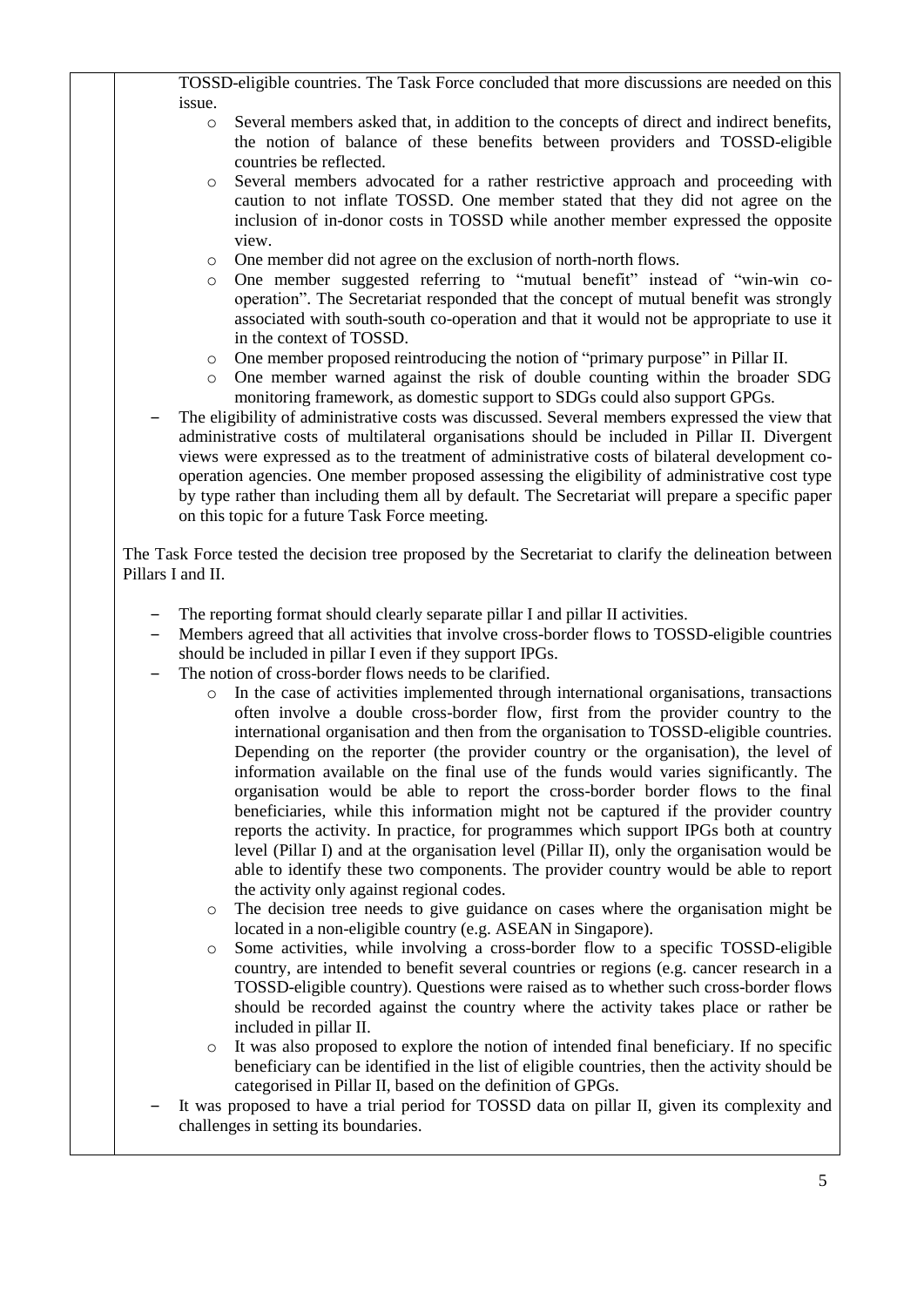TOSSD-eligible countries. The Task Force concluded that more discussions are needed on this issue.

  - Several members asked that, in addition to the concepts of direct and indirect benefits, the notion of balance of these benefits between providers and TOSSD-eligible countries be reflected.
  - Several members advocated for a rather restrictive approach and proceeding with caution to not inflate TOSSD. One member stated that they did not agree on the inclusion of in-donor costs in TOSSD while another member expressed the opposite view.
  - One member did not agree on the exclusion of north-north flows.
  - One member suggested referring to "mutual benefit" instead of "win-win co-operation". The Secretariat responded that the concept of mutual benefit was strongly associated with south-south co-operation and that it would not be appropriate to use it in the context of TOSSD.
  - One member proposed reintroducing the notion of "primary purpose" in Pillar II.
  - One member warned against the risk of double counting within the broader SDG monitoring framework, as domestic support to SDGs could also support GPGs.

- The eligibility of administrative costs was discussed. Several members expressed the view that administrative costs of multilateral organisations should be included in Pillar II. Divergent views were expressed as to the treatment of administrative costs of bilateral development co-operation agencies. One member proposed assessing the eligibility of administrative cost type by type rather than including them all by default. The Secretariat will prepare a specific paper on this topic for a future Task Force meeting.

The Task Force tested the decision tree proposed by the Secretariat to clarify the delineation between Pillars I and II.

- The reporting format should clearly separate pillar I and pillar II activities.
- Members agreed that all activities that involve cross-border flows to TOSSD-eligible countries should be included in pillar I even if they support IPGs.
- The notion of cross-border flows needs to be clarified.
  - In the case of activities implemented through international organisations, transactions often involve a double cross-border flow, first from the provider country to the international organisation and then from the organisation to TOSSD-eligible countries. Depending on the reporter (the provider country or the organisation), the level of information available on the final use of the funds would varies significantly. The organisation would be able to report the cross-border border flows to the final beneficiaries, while this information might not be captured if the provider country reports the activity. In practice, for programmes which support IPGs both at country level (Pillar I) and at the organisation level (Pillar II), only the organisation would be able to identify these two components. The provider country would be able to report the activity only against regional codes.
  - The decision tree needs to give guidance on cases where the organisation might be located in a non-eligible country (e.g. ASEAN in Singapore).
  - Some activities, while involving a cross-border flow to a specific TOSSD-eligible country, are intended to benefit several countries or regions (e.g. cancer research in a TOSSD-eligible country). Questions were raised as to whether such cross-border flows should be recorded against the country where the activity takes place or rather be included in pillar II.
  - It was also proposed to explore the notion of intended final beneficiary. If no specific beneficiary can be identified in the list of eligible countries, then the activity should be categorised in Pillar II, based on the definition of GPGs.
- It was proposed to have a trial period for TOSSD data on pillar II, given its complexity and challenges in setting its boundaries.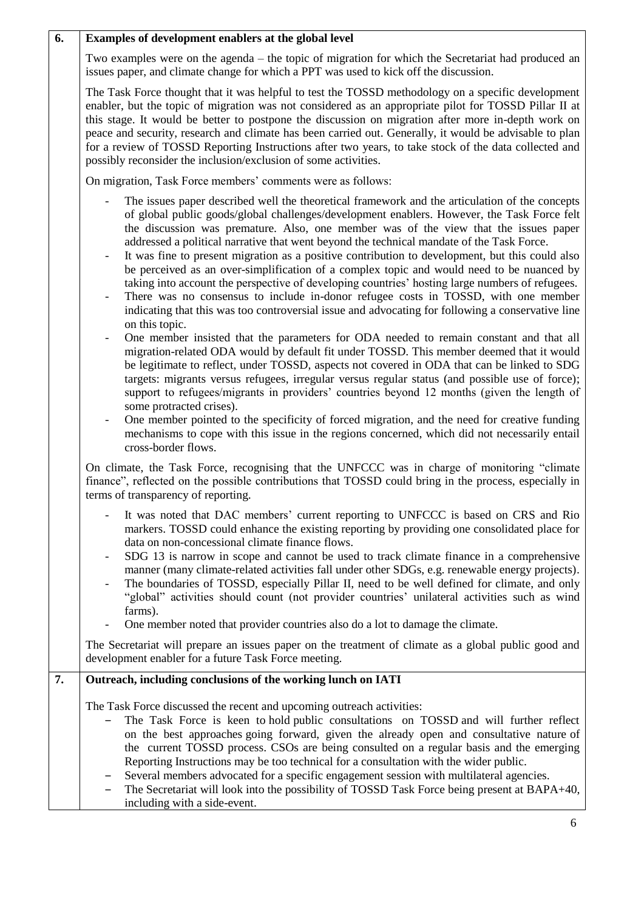| 6. | **Examples of development enablers at the global level** |
|---|---|

**6. Examples of development enablers at the global level**

Two examples were on the agenda – the topic of migration for which the Secretariat had produced an issues paper, and climate change for which a PPT was used to kick off the discussion.

The Task Force thought that it was helpful to test the TOSSD methodology on a specific development enabler, but the topic of migration was not considered as an appropriate pilot for TOSSD Pillar II at this stage. It would be better to postpone the discussion on migration after more in-depth work on peace and security, research and climate has been carried out. Generally, it would be advisable to plan for a review of TOSSD Reporting Instructions after two years, to take stock of the data collected and possibly reconsider the inclusion/exclusion of some activities.

On migration, Task Force members' comments were as follows:

- The issues paper described well the theoretical framework and the articulation of the concepts of global public goods/global challenges/development enablers. However, the Task Force felt the discussion was premature. Also, one member was of the view that the issues paper addressed a political narrative that went beyond the technical mandate of the Task Force.
- It was fine to present migration as a positive contribution to development, but this could also be perceived as an over-simplification of a complex topic and would need to be nuanced by taking into account the perspective of developing countries' hosting large numbers of refugees.
- There was no consensus to include in-donor refugee costs in TOSSD, with one member indicating that this was too controversial issue and advocating for following a conservative line on this topic.
- One member insisted that the parameters for ODA needed to remain constant and that all migration-related ODA would by default fit under TOSSD. This member deemed that it would be legitimate to reflect, under TOSSD, aspects not covered in ODA that can be linked to SDG targets: migrants versus refugees, irregular versus regular status (and possible use of force); support to refugees/migrants in providers' countries beyond 12 months (given the length of some protracted crises).
- One member pointed to the specificity of forced migration, and the need for creative funding mechanisms to cope with this issue in the regions concerned, which did not necessarily entail cross-border flows.

On climate, the Task Force, recognising that the UNFCCC was in charge of monitoring "climate finance", reflected on the possible contributions that TOSSD could bring in the process, especially in terms of transparency of reporting.

- It was noted that DAC members' current reporting to UNFCCC is based on CRS and Rio markers. TOSSD could enhance the existing reporting by providing one consolidated place for data on non-concessional climate finance flows.
- SDG 13 is narrow in scope and cannot be used to track climate finance in a comprehensive manner (many climate-related activities fall under other SDGs, e.g. renewable energy projects).
- The boundaries of TOSSD, especially Pillar II, need to be well defined for climate, and only "global" activities should count (not provider countries' unilateral activities such as wind farms).
- One member noted that provider countries also do a lot to damage the climate.

The Secretariat will prepare an issues paper on the treatment of climate as a global public good and development enabler for a future Task Force meeting.

**7. Outreach, including conclusions of the working lunch on IATI**

The Task Force discussed the recent and upcoming outreach activities:

- The Task Force is keen to hold public consultations on TOSSD and will further reflect on the best approaches going forward, given the already open and consultative nature of the current TOSSD process. CSOs are being consulted on a regular basis and the emerging Reporting Instructions may be too technical for a consultation with the wider public.
- Several members advocated for a specific engagement session with multilateral agencies.
- The Secretariat will look into the possibility of TOSSD Task Force being present at BAPA+40, including with a side-event.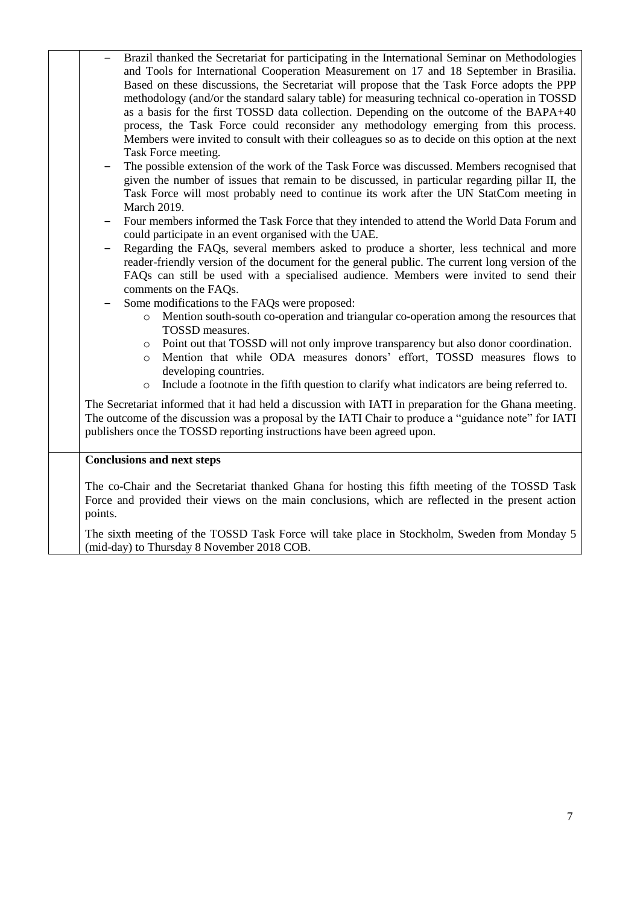- Brazil thanked the Secretariat for participating in the International Seminar on Methodologies and Tools for International Cooperation Measurement on 17 and 18 September in Brasilia. Based on these discussions, the Secretariat will propose that the Task Force adopts the PPP methodology (and/or the standard salary table) for measuring technical co-operation in TOSSD as a basis for the first TOSSD data collection. Depending on the outcome of the BAPA+40 process, the Task Force could reconsider any methodology emerging from this process. Members were invited to consult with their colleagues so as to decide on this option at the next Task Force meeting.
- The possible extension of the work of the Task Force was discussed. Members recognised that given the number of issues that remain to be discussed, in particular regarding pillar II, the Task Force will most probably need to continue its work after the UN StatCom meeting in March 2019.
- Four members informed the Task Force that they intended to attend the World Data Forum and could participate in an event organised with the UAE.
- Regarding the FAQs, several members asked to produce a shorter, less technical and more reader-friendly version of the document for the general public. The current long version of the FAQs can still be used with a specialised audience. Members were invited to send their comments on the FAQs.
- Some modifications to the FAQs were proposed:
  - Mention south-south co-operation and triangular co-operation among the resources that TOSSD measures.
  - Point out that TOSSD will not only improve transparency but also donor coordination.
  - Mention that while ODA measures donors' effort, TOSSD measures flows to developing countries.
  - Include a footnote in the fifth question to clarify what indicators are being referred to.

The Secretariat informed that it had held a discussion with IATI in preparation for the Ghana meeting. The outcome of the discussion was a proposal by the IATI Chair to produce a "guidance note" for IATI publishers once the TOSSD reporting instructions have been agreed upon.

**Conclusions and next steps**

The co-Chair and the Secretariat thanked Ghana for hosting this fifth meeting of the TOSSD Task Force and provided their views on the main conclusions, which are reflected in the present action points.

The sixth meeting of the TOSSD Task Force will take place in Stockholm, Sweden from Monday 5 (mid-day) to Thursday 8 November 2018 COB.